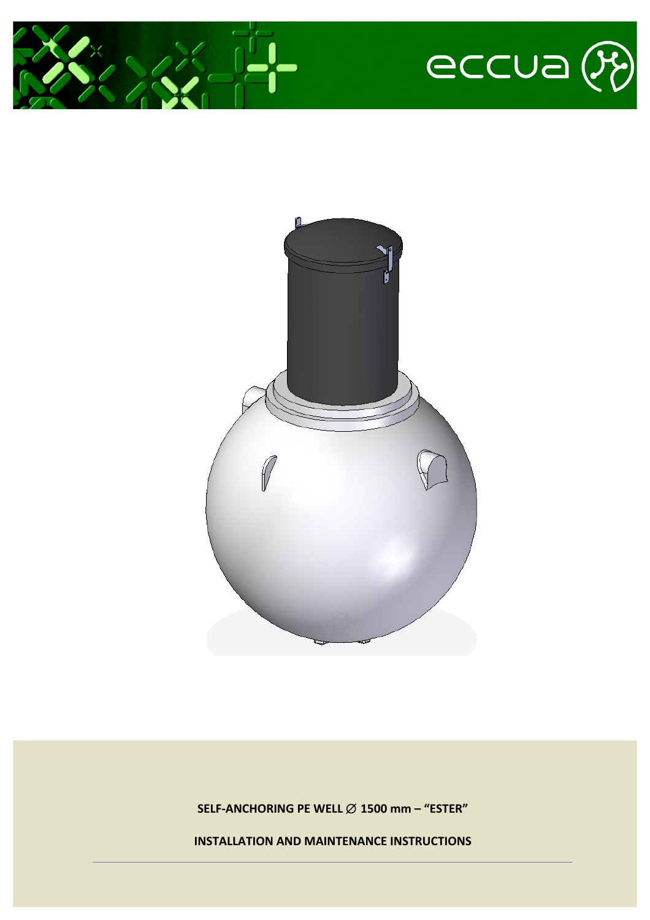**SELF-ANCHORING PE WELL ∅ 1500 mm – "ESTER"**

**INSTALLATION AND MAINTENANCE INSTRUCTIONS**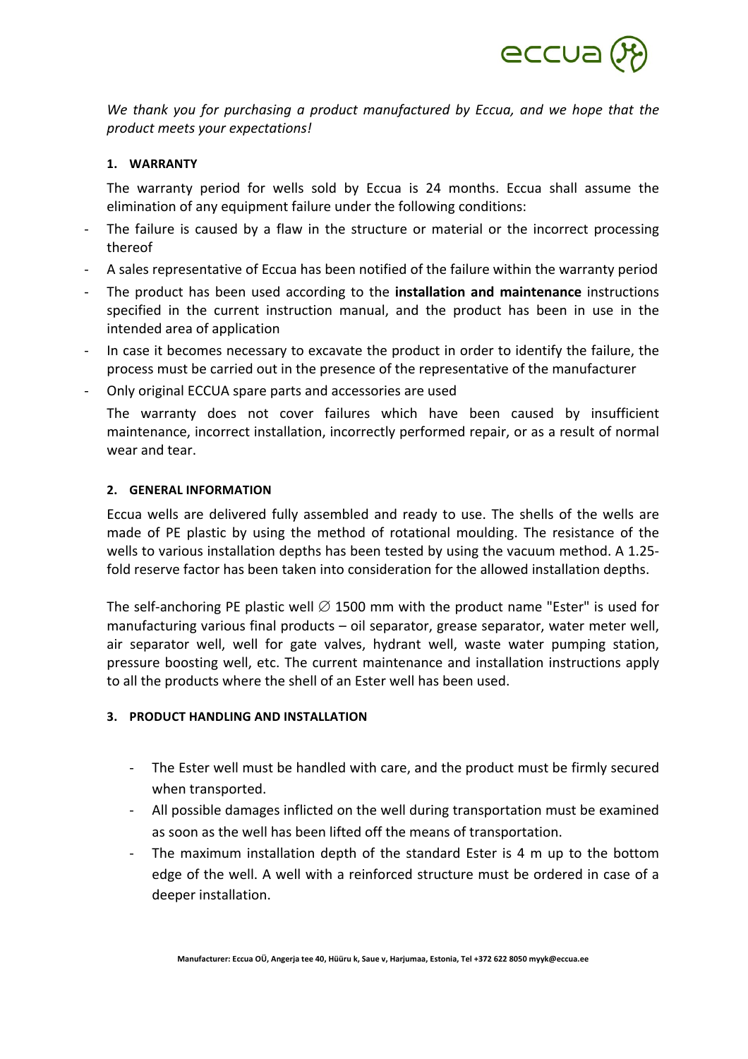*We thank you for purchasing a product manufactured by Eccua, and we hope that the product meets your expectations!*

## 1. WARRANTY

The warranty period for wells sold by Eccua is 24 months. Eccua shall assume the elimination of any equipment failure under the following conditions:

- The failure is caused by a flaw in the structure or material or the incorrect processing thereof
- A sales representative of Eccua has been notified of the failure within the warranty period
- The product has been used according to the **installation and maintenance** instructions specified in the current instruction manual, and the product has been in use in the intended area of application
- In case it becomes necessary to excavate the product in order to identify the failure, the process must be carried out in the presence of the representative of the manufacturer
- Only original ECCUA spare parts and accessories are used

The warranty does not cover failures which have been caused by insufficient maintenance, incorrect installation, incorrectly performed repair, or as a result of normal wear and tear.

## 2. GENERAL INFORMATION

Eccua wells are delivered fully assembled and ready to use. The shells of the wells are made of PE plastic by using the method of rotational moulding. The resistance of the wells to various installation depths has been tested by using the vacuum method. A 1.25-fold reserve factor has been taken into consideration for the allowed installation depths.

The self-anchoring PE plastic well ∅ 1500 mm with the product name "Ester" is used for manufacturing various final products – oil separator, grease separator, water meter well, air separator well, well for gate valves, hydrant well, waste water pumping station, pressure boosting well, etc. The current maintenance and installation instructions apply to all the products where the shell of an Ester well has been used.

## 3. PRODUCT HANDLING AND INSTALLATION

- The Ester well must be handled with care, and the product must be firmly secured when transported.
- All possible damages inflicted on the well during transportation must be examined as soon as the well has been lifted off the means of transportation.
- The maximum installation depth of the standard Ester is 4 m up to the bottom edge of the well. A well with a reinforced structure must be ordered in case of a deeper installation.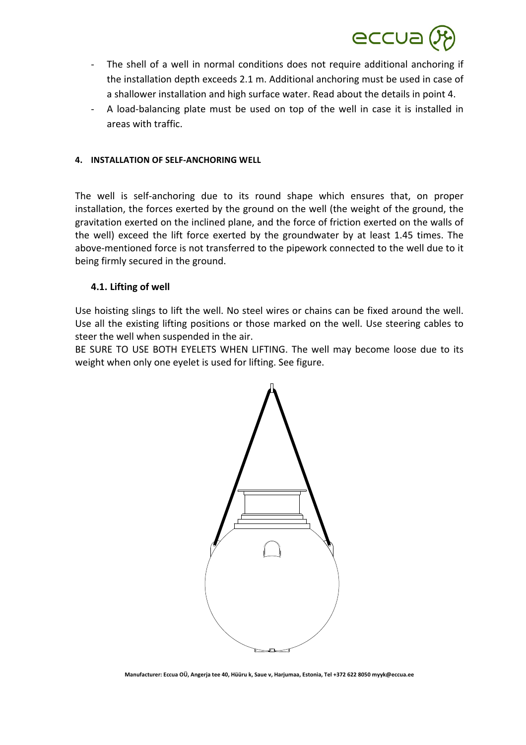- The shell of a well in normal conditions does not require additional anchoring if the installation depth exceeds 2.1 m. Additional anchoring must be used in case of a shallower installation and high surface water. Read about the details in point 4.
- A load-balancing plate must be used on top of the well in case it is installed in areas with traffic.

## 4. INSTALLATION OF SELF-ANCHORING WELL

The well is self-anchoring due to its round shape which ensures that, on proper installation, the forces exerted by the ground on the well (the weight of the ground, the gravitation exerted on the inclined plane, and the force of friction exerted on the walls of the well) exceed the lift force exerted by the groundwater by at least 1.45 times. The above-mentioned force is not transferred to the pipework connected to the well due to it being firmly secured in the ground.

### 4.1. Lifting of well

Use hoisting slings to lift the well. No steel wires or chains can be fixed around the well. Use all the existing lifting positions or those marked on the well. Use steering cables to steer the well when suspended in the air.

BE SURE TO USE BOTH EYELETS WHEN LIFTING. The well may become loose due to its weight when only one eyelet is used for lifting. See figure.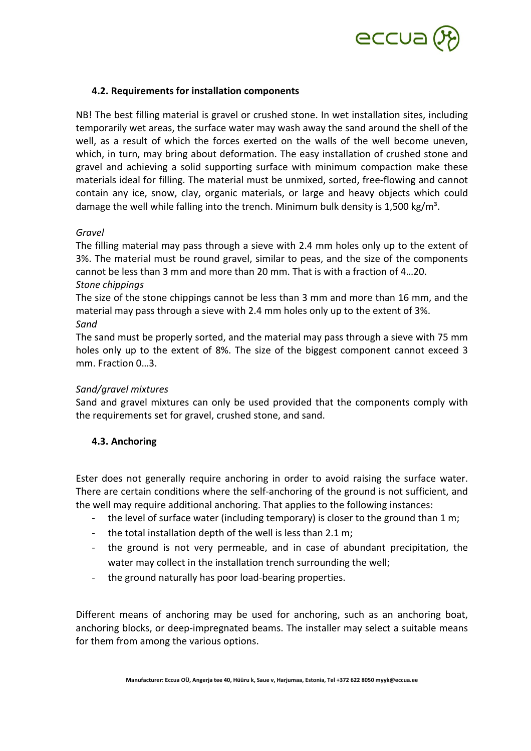### 4.2. Requirements for installation components

NB! The best filling material is gravel or crushed stone. In wet installation sites, including temporarily wet areas, the surface water may wash away the sand around the shell of the well, as a result of which the forces exerted on the walls of the well become uneven, which, in turn, may bring about deformation. The easy installation of crushed stone and gravel and achieving a solid supporting surface with minimum compaction make these materials ideal for filling. The material must be unmixed, sorted, free-flowing and cannot contain any ice, snow, clay, organic materials, or large and heavy objects which could damage the well while falling into the trench. Minimum bulk density is 1,500 kg/m³.

*Gravel*

The filling material may pass through a sieve with 2.4 mm holes only up to the extent of 3%. The material must be round gravel, similar to peas, and the size of the components cannot be less than 3 mm and more than 20 mm. That is with a fraction of 4…20.

*Stone chippings*

The size of the stone chippings cannot be less than 3 mm and more than 16 mm, and the material may pass through a sieve with 2.4 mm holes only up to the extent of 3%.

*Sand*

The sand must be properly sorted, and the material may pass through a sieve with 75 mm holes only up to the extent of 8%. The size of the biggest component cannot exceed 3 mm. Fraction 0…3.

*Sand/gravel mixtures*

Sand and gravel mixtures can only be used provided that the components comply with the requirements set for gravel, crushed stone, and sand.

### 4.3. Anchoring

Ester does not generally require anchoring in order to avoid raising the surface water. There are certain conditions where the self-anchoring of the ground is not sufficient, and the well may require additional anchoring. That applies to the following instances:

- the level of surface water (including temporary) is closer to the ground than 1 m;
- the total installation depth of the well is less than 2.1 m;
- the ground is not very permeable, and in case of abundant precipitation, the water may collect in the installation trench surrounding the well;
- the ground naturally has poor load-bearing properties.

Different means of anchoring may be used for anchoring, such as an anchoring boat, anchoring blocks, or deep-impregnated beams. The installer may select a suitable means for them from among the various options.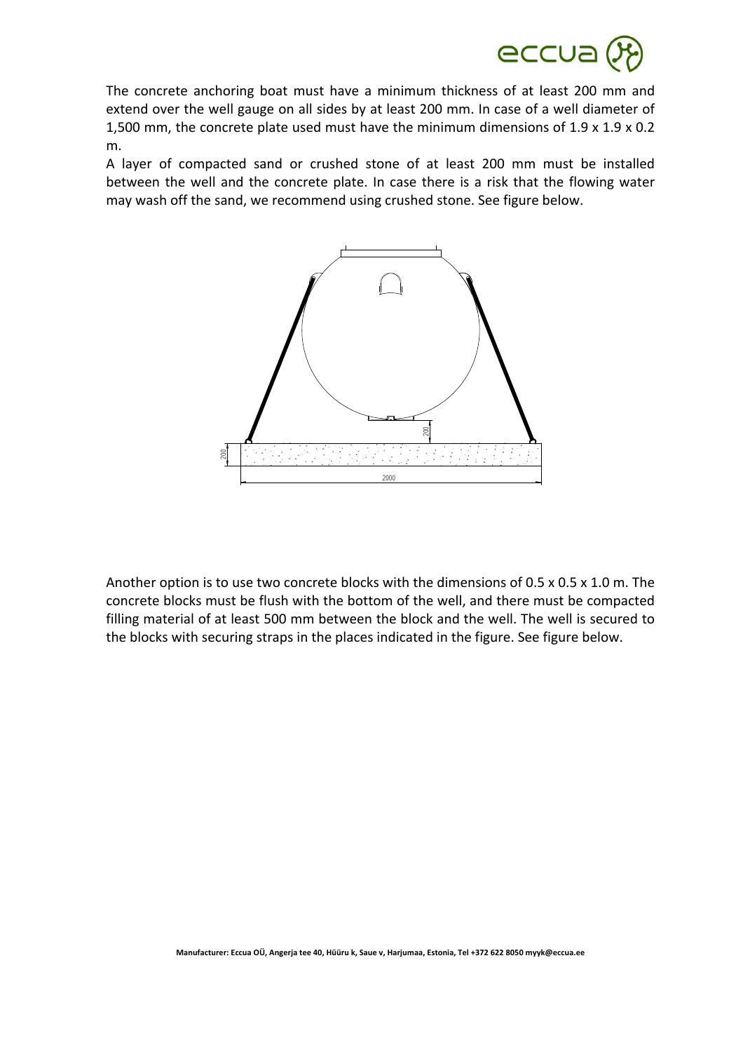The concrete anchoring boat must have a minimum thickness of at least 200 mm and extend over the well gauge on all sides by at least 200 mm. In case of a well diameter of 1,500 mm, the concrete plate used must have the minimum dimensions of 1.9 x 1.9 x 0.2 m.

A layer of compacted sand or crushed stone of at least 200 mm must be installed between the well and the concrete plate. In case there is a risk that the flowing water may wash off the sand, we recommend using crushed stone. See figure below.

Another option is to use two concrete blocks with the dimensions of 0.5 x 0.5 x 1.0 m. The concrete blocks must be flush with the bottom of the well, and there must be compacted filling material of at least 500 mm between the block and the well. The well is secured to the blocks with securing straps in the places indicated in the figure. See figure below.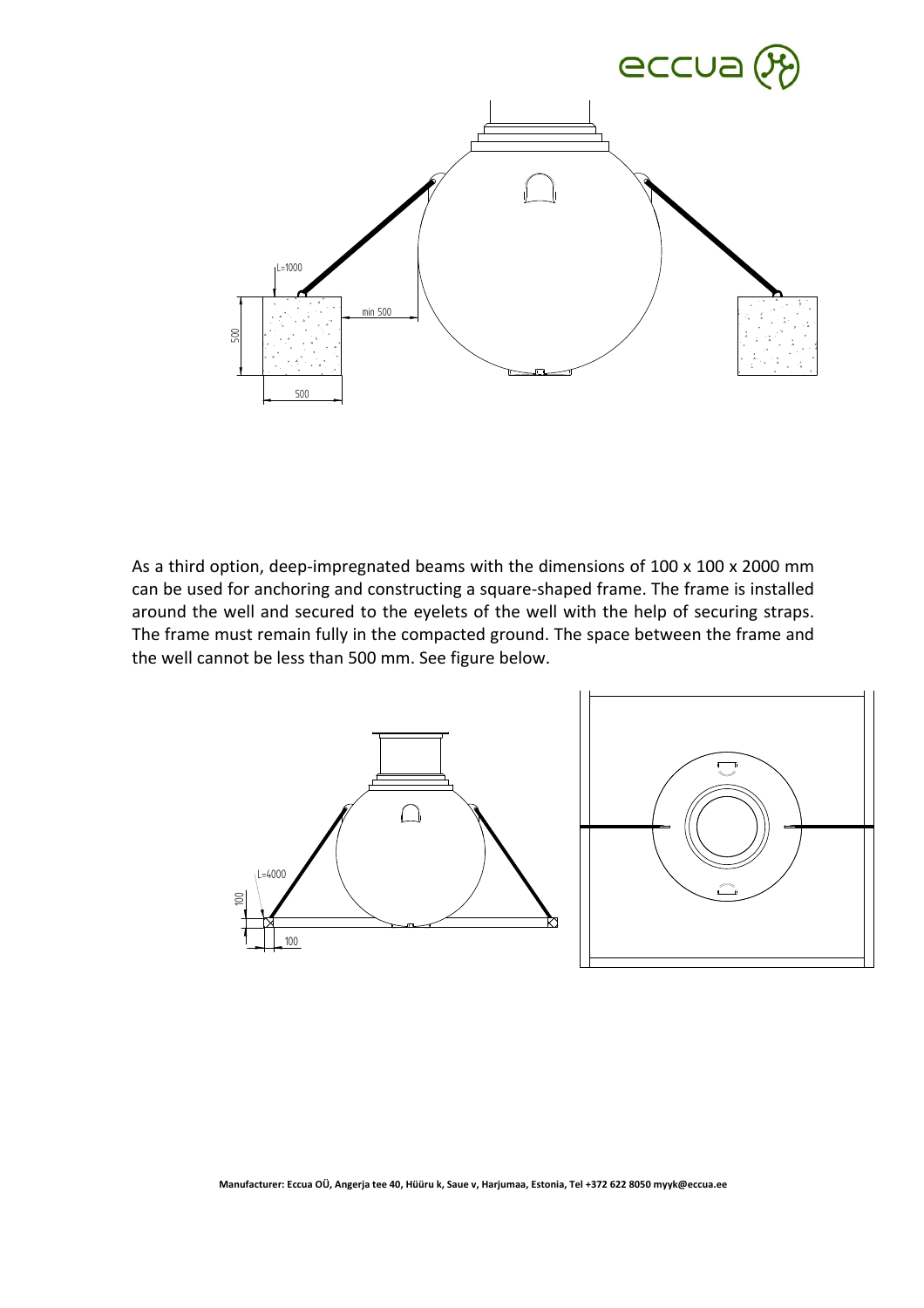As a third option, deep-impregnated beams with the dimensions of 100 x 100 x 2000 mm can be used for anchoring and constructing a square-shaped frame. The frame is installed around the well and secured to the eyelets of the well with the help of securing straps. The frame must remain fully in the compacted ground. The space between the frame and the well cannot be less than 500 mm. See figure below.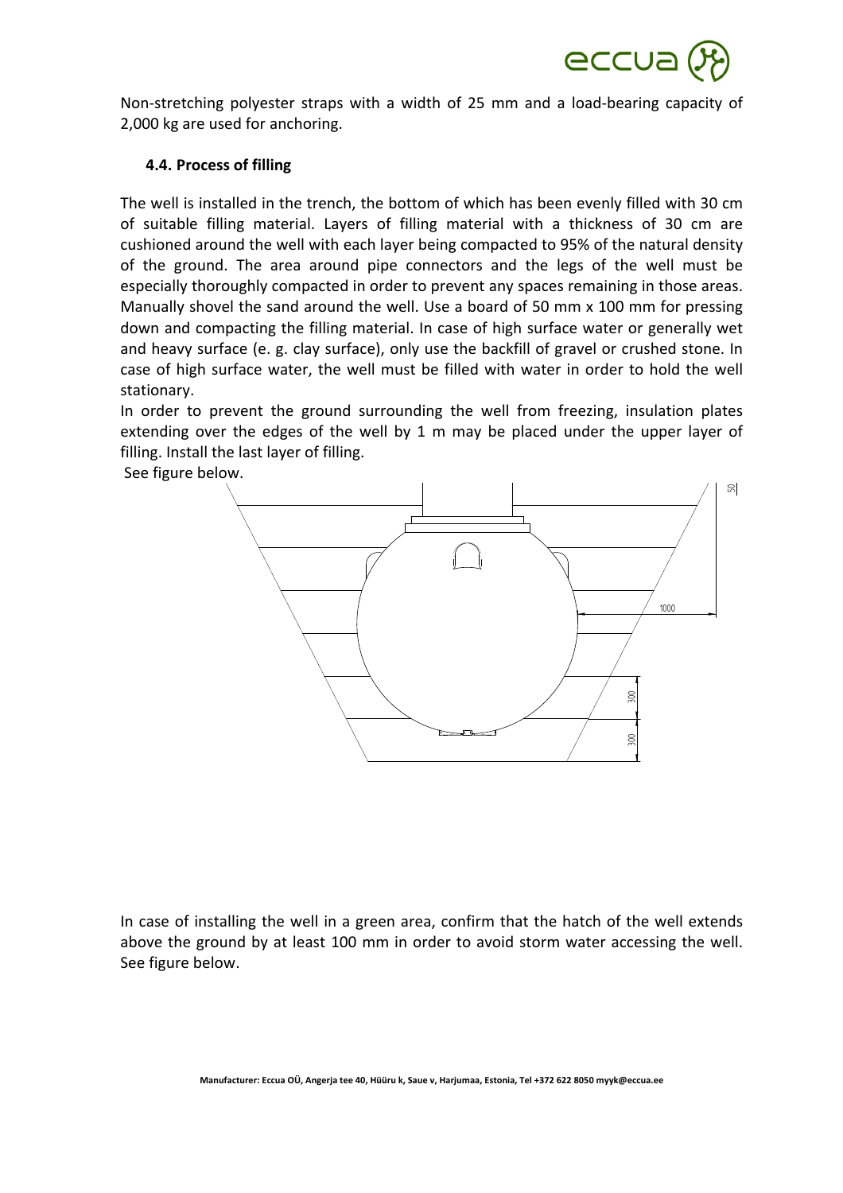Non-stretching polyester straps with a width of 25 mm and a load-bearing capacity of 2,000 kg are used for anchoring.

### 4.4. Process of filling

The well is installed in the trench, the bottom of which has been evenly filled with 30 cm of suitable filling material. Layers of filling material with a thickness of 30 cm are cushioned around the well with each layer being compacted to 95% of the natural density of the ground. The area around pipe connectors and the legs of the well must be especially thoroughly compacted in order to prevent any spaces remaining in those areas. Manually shovel the sand around the well. Use a board of 50 mm x 100 mm for pressing down and compacting the filling material. In case of high surface water or generally wet and heavy surface (e. g. clay surface), only use the backfill of gravel or crushed stone. In case of high surface water, the well must be filled with water in order to hold the well stationary.

In order to prevent the ground surrounding the well from freezing, insulation plates extending over the edges of the well by 1 m may be placed under the upper layer of filling. Install the last layer of filling.

See figure below.

In case of installing the well in a green area, confirm that the hatch of the well extends above the ground by at least 100 mm in order to avoid storm water accessing the well. See figure below.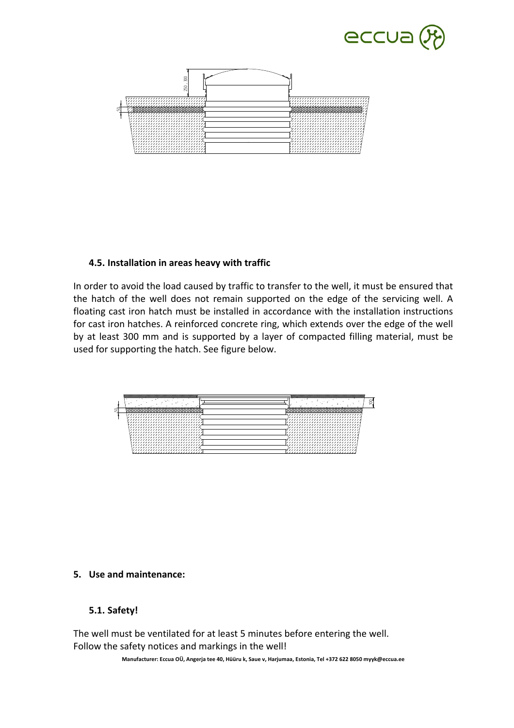#### 4.5. Installation in areas heavy with traffic

In order to avoid the load caused by traffic to transfer to the well, it must be ensured that the hatch of the well does not remain supported on the edge of the servicing well. A floating cast iron hatch must be installed in accordance with the installation instructions for cast iron hatches. A reinforced concrete ring, which extends over the edge of the well by at least 300 mm and is supported by a layer of compacted filling material, must be used for supporting the hatch. See figure below.

## 5. Use and maintenance:

#### 5.1. Safety!

The well must be ventilated for at least 5 minutes before entering the well.
Follow the safety notices and markings in the well!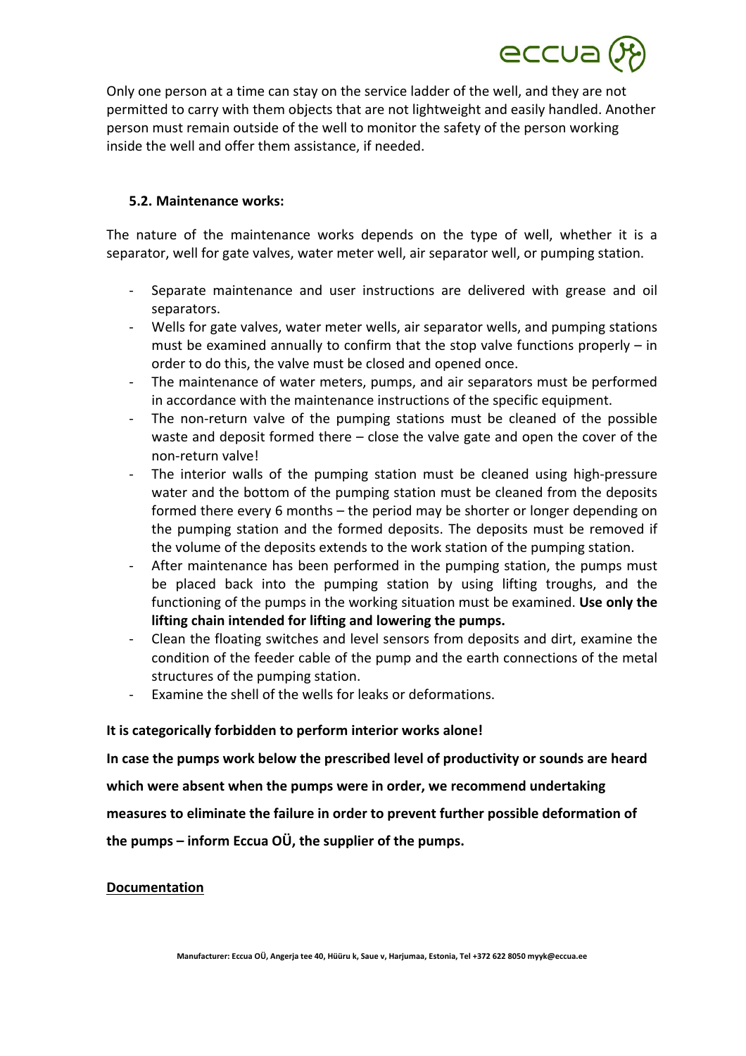Only one person at a time can stay on the service ladder of the well, and they are not permitted to carry with them objects that are not lightweight and easily handled. Another person must remain outside of the well to monitor the safety of the person working inside the well and offer them assistance, if needed.

### 5.2. Maintenance works:

The nature of the maintenance works depends on the type of well, whether it is a separator, well for gate valves, water meter well, air separator well, or pumping station.

- Separate maintenance and user instructions are delivered with grease and oil separators.
- Wells for gate valves, water meter wells, air separator wells, and pumping stations must be examined annually to confirm that the stop valve functions properly – in order to do this, the valve must be closed and opened once.
- The maintenance of water meters, pumps, and air separators must be performed in accordance with the maintenance instructions of the specific equipment.
- The non-return valve of the pumping stations must be cleaned of the possible waste and deposit formed there – close the valve gate and open the cover of the non-return valve!
- The interior walls of the pumping station must be cleaned using high-pressure water and the bottom of the pumping station must be cleaned from the deposits formed there every 6 months – the period may be shorter or longer depending on the pumping station and the formed deposits. The deposits must be removed if the volume of the deposits extends to the work station of the pumping station.
- After maintenance has been performed in the pumping station, the pumps must be placed back into the pumping station by using lifting troughs, and the functioning of the pumps in the working situation must be examined. **Use only the lifting chain intended for lifting and lowering the pumps.**
- Clean the floating switches and level sensors from deposits and dirt, examine the condition of the feeder cable of the pump and the earth connections of the metal structures of the pumping station.
- Examine the shell of the wells for leaks or deformations.

**It is categorically forbidden to perform interior works alone!**

**In case the pumps work below the prescribed level of productivity or sounds are heard which were absent when the pumps were in order, we recommend undertaking measures to eliminate the failure in order to prevent further possible deformation of the pumps – inform Eccua OÜ, the supplier of the pumps.**

**<u>Documentation</u>**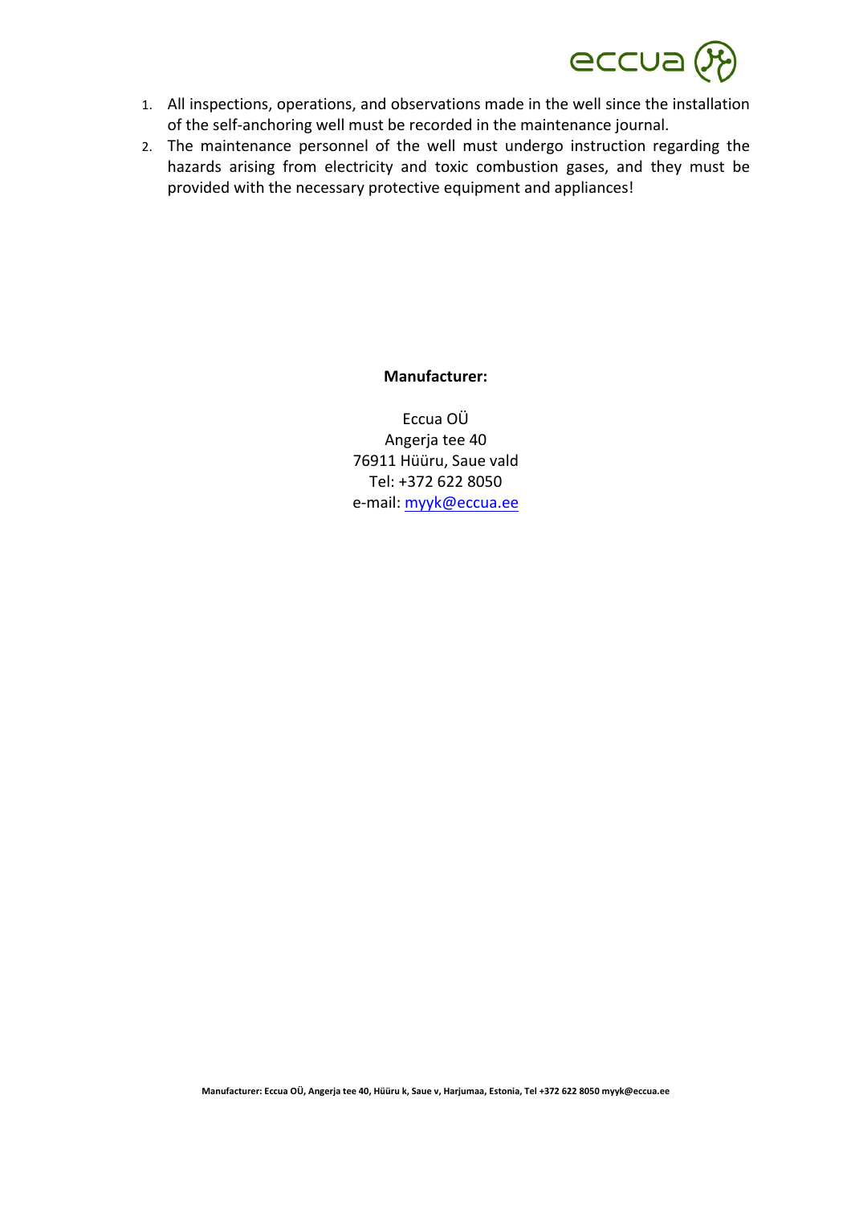1. All inspections, operations, and observations made in the well since the installation of the self-anchoring well must be recorded in the maintenance journal.
2. The maintenance personnel of the well must undergo instruction regarding the hazards arising from electricity and toxic combustion gases, and they must be provided with the necessary protective equipment and appliances!

**Manufacturer:**

Eccua OÜ
Angerja tee 40
76911 Hüüru, Saue vald
Tel: +372 622 8050
e-mail: myyk@eccua.ee